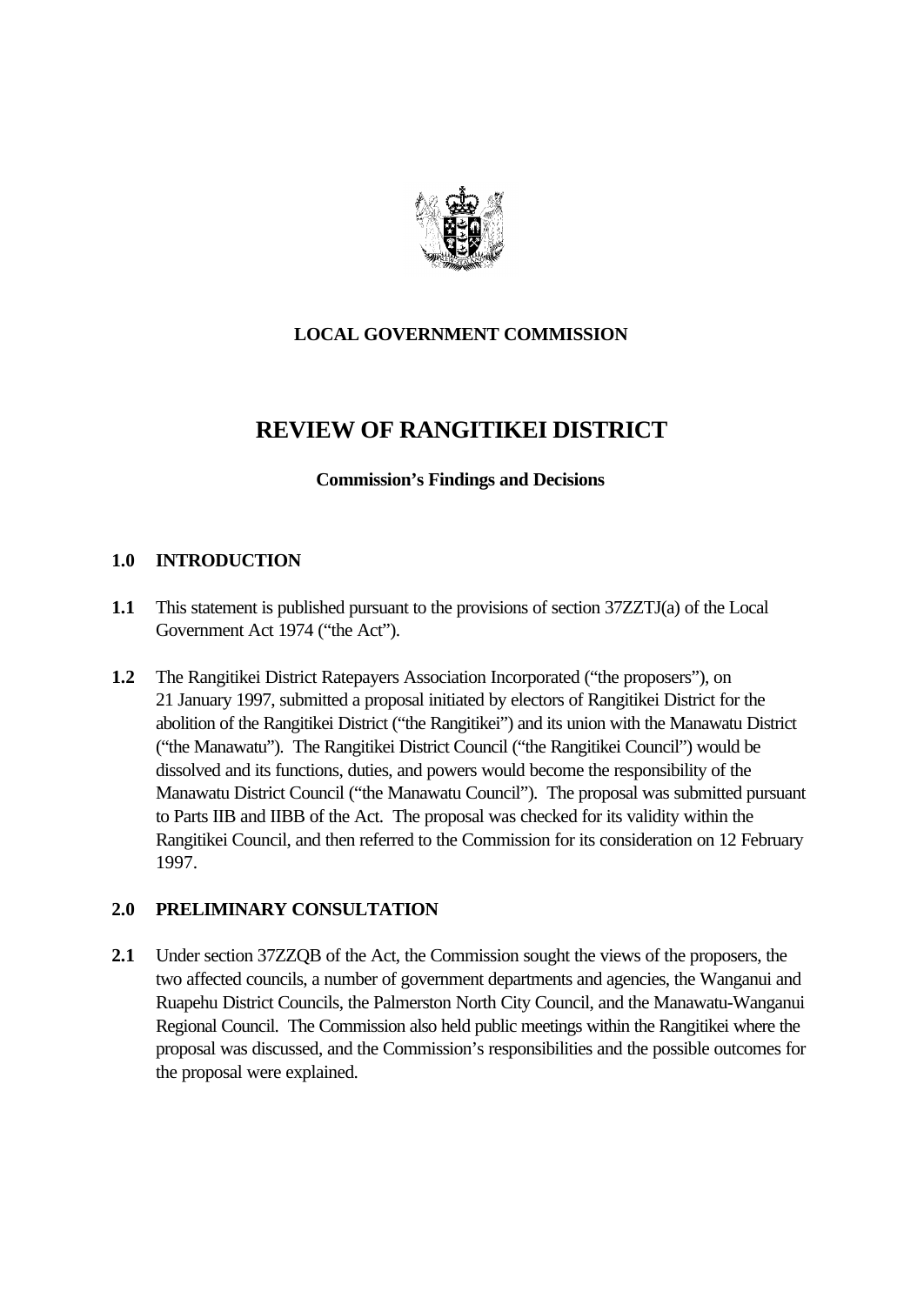**LOCAL GOVERNMENT COMMISSION**

# REVIEW OF RANGITIKEI DISTRICT

**Commission's Findings and Decisions**

## 1.0 INTRODUCTION

**1.1** This statement is published pursuant to the provisions of section 37ZZTJ(a) of the Local Government Act 1974 ("the Act").

**1.2** The Rangitikei District Ratepayers Association Incorporated ("the proposers"), on 21 January 1997, submitted a proposal initiated by electors of Rangitikei District for the abolition of the Rangitikei District ("the Rangitikei") and its union with the Manawatu District ("the Manawatu"). The Rangitikei District Council ("the Rangitikei Council") would be dissolved and its functions, duties, and powers would become the responsibility of the Manawatu District Council ("the Manawatu Council"). The proposal was submitted pursuant to Parts IIB and IIBB of the Act. The proposal was checked for its validity within the Rangitikei Council, and then referred to the Commission for its consideration on 12 February 1997.

## 2.0 PRELIMINARY CONSULTATION

**2.1** Under section 37ZZQB of the Act, the Commission sought the views of the proposers, the two affected councils, a number of government departments and agencies, the Wanganui and Ruapehu District Councils, the Palmerston North City Council, and the Manawatu-Wanganui Regional Council. The Commission also held public meetings within the Rangitikei where the proposal was discussed, and the Commission's responsibilities and the possible outcomes for the proposal were explained.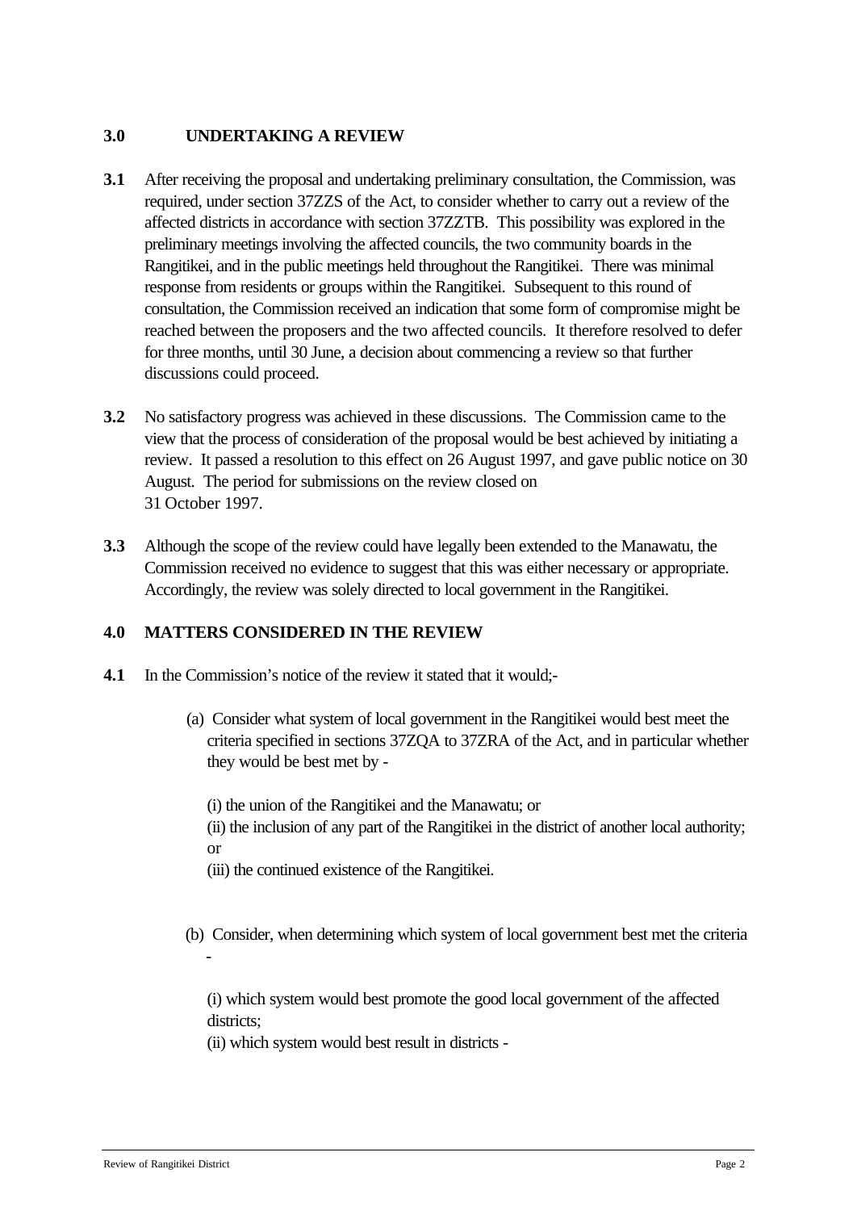## 3.0 UNDERTAKING A REVIEW

**3.1** After receiving the proposal and undertaking preliminary consultation, the Commission, was required, under section 37ZZS of the Act, to consider whether to carry out a review of the affected districts in accordance with section 37ZZTB. This possibility was explored in the preliminary meetings involving the affected councils, the two community boards in the Rangitikei, and in the public meetings held throughout the Rangitikei. There was minimal response from residents or groups within the Rangitikei. Subsequent to this round of consultation, the Commission received an indication that some form of compromise might be reached between the proposers and the two affected councils. It therefore resolved to defer for three months, until 30 June, a decision about commencing a review so that further discussions could proceed.

**3.2** No satisfactory progress was achieved in these discussions. The Commission came to the view that the process of consideration of the proposal would be best achieved by initiating a review. It passed a resolution to this effect on 26 August 1997, and gave public notice on 30 August. The period for submissions on the review closed on 31 October 1997.

**3.3** Although the scope of the review could have legally been extended to the Manawatu, the Commission received no evidence to suggest that this was either necessary or appropriate. Accordingly, the review was solely directed to local government in the Rangitikei.

## 4.0 MATTERS CONSIDERED IN THE REVIEW

**4.1** In the Commission's notice of the review it stated that it would;-

(a) Consider what system of local government in the Rangitikei would best meet the criteria specified in sections 37ZQA to 37ZRA of the Act, and in particular whether they would be best met by -

(i) the union of the Rangitikei and the Manawatu; or
(ii) the inclusion of any part of the Rangitikei in the district of another local authority; or
(iii) the continued existence of the Rangitikei.

(b) Consider, when determining which system of local government best met the criteria -

(i) which system would best promote the good local government of the affected districts;
(ii) which system would best result in districts -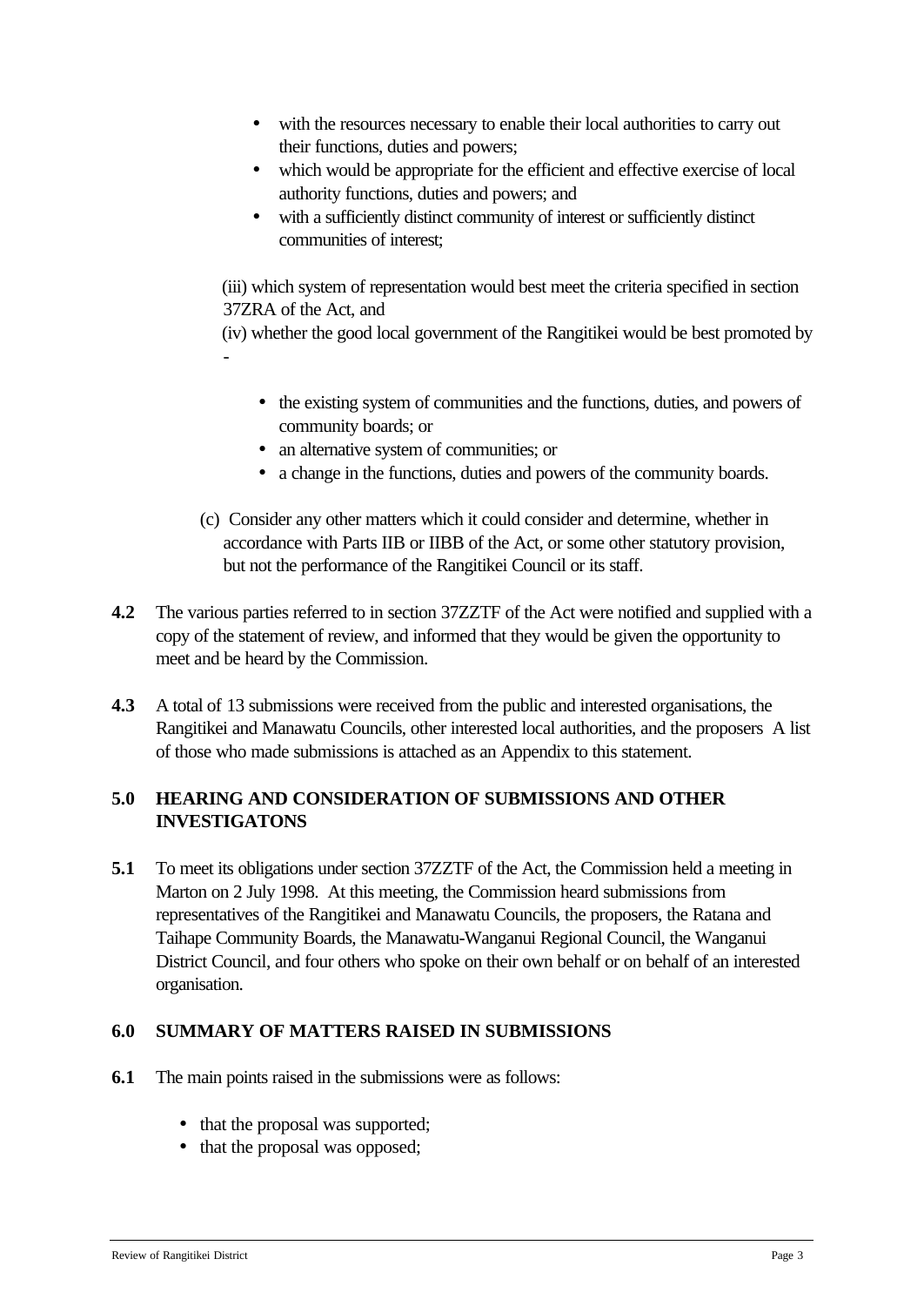- with the resources necessary to enable their local authorities to carry out their functions, duties and powers;
- which would be appropriate for the efficient and effective exercise of local authority functions, duties and powers; and
- with a sufficiently distinct community of interest or sufficiently distinct communities of interest;

(iii) which system of representation would best meet the criteria specified in section 37ZRA of the Act, and

(iv) whether the good local government of the Rangitikei would be best promoted by -

- the existing system of communities and the functions, duties, and powers of community boards; or
- an alternative system of communities; or
- a change in the functions, duties and powers of the community boards.

(c) Consider any other matters which it could consider and determine, whether in accordance with Parts IIB or IIBB of the Act, or some other statutory provision, but not the performance of the Rangitikei Council or its staff.

**4.2** The various parties referred to in section 37ZZTF of the Act were notified and supplied with a copy of the statement of review, and informed that they would be given the opportunity to meet and be heard by the Commission.

**4.3** A total of 13 submissions were received from the public and interested organisations, the Rangitikei and Manawatu Councils, other interested local authorities, and the proposers A list of those who made submissions is attached as an Appendix to this statement.

## 5.0 HEARING AND CONSIDERATION OF SUBMISSIONS AND OTHER INVESTIGATONS

**5.1** To meet its obligations under section 37ZZTF of the Act, the Commission held a meeting in Marton on 2 July 1998. At this meeting, the Commission heard submissions from representatives of the Rangitikei and Manawatu Councils, the proposers, the Ratana and Taihape Community Boards, the Manawatu-Wanganui Regional Council, the Wanganui District Council, and four others who spoke on their own behalf or on behalf of an interested organisation.

## 6.0 SUMMARY OF MATTERS RAISED IN SUBMISSIONS

**6.1** The main points raised in the submissions were as follows:

- that the proposal was supported;
- that the proposal was opposed;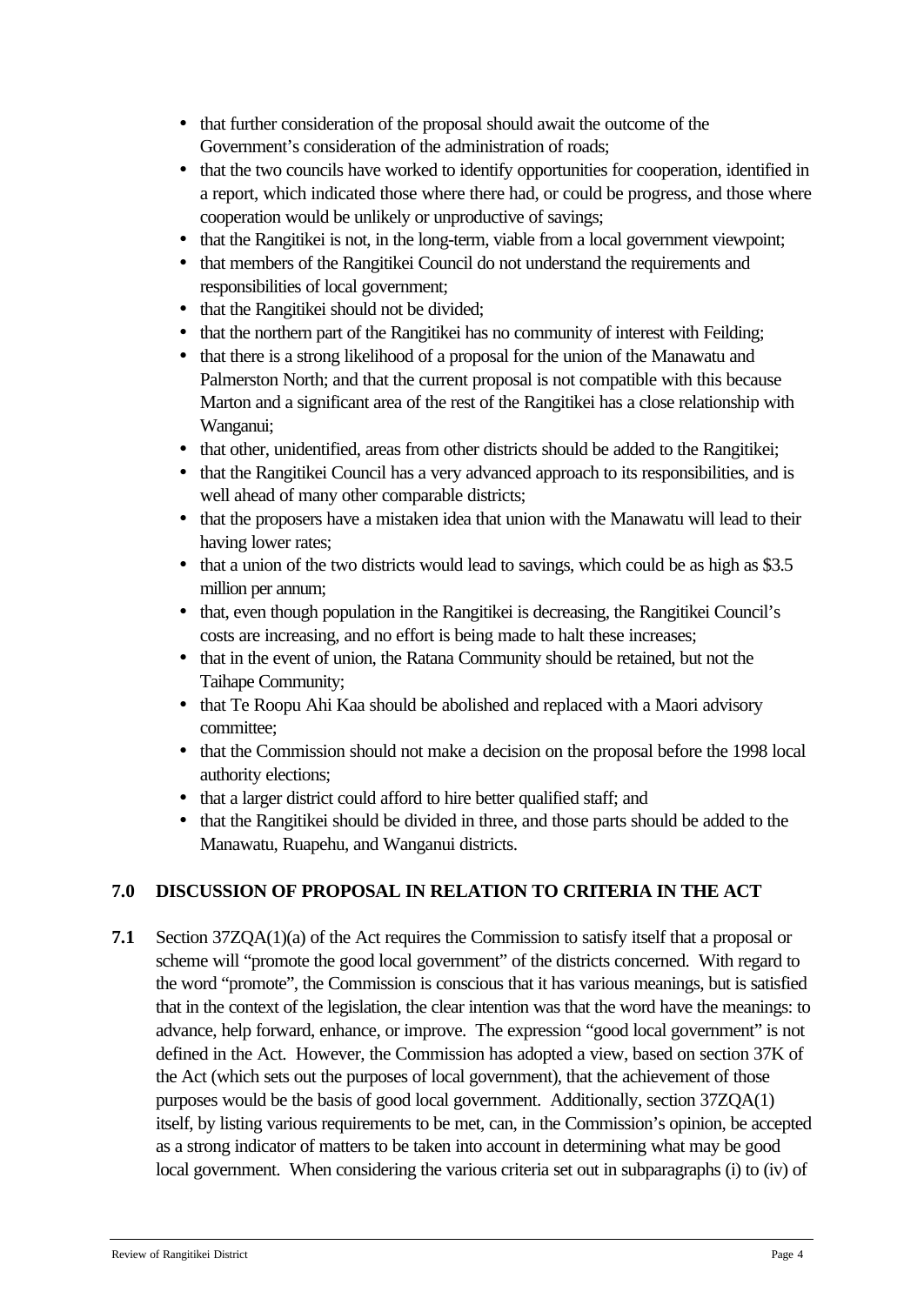- that further consideration of the proposal should await the outcome of the Government's consideration of the administration of roads;
- that the two councils have worked to identify opportunities for cooperation, identified in a report, which indicated those where there had, or could be progress, and those where cooperation would be unlikely or unproductive of savings;
- that the Rangitikei is not, in the long-term, viable from a local government viewpoint;
- that members of the Rangitikei Council do not understand the requirements and responsibilities of local government;
- that the Rangitikei should not be divided;
- that the northern part of the Rangitikei has no community of interest with Feilding;
- that there is a strong likelihood of a proposal for the union of the Manawatu and Palmerston North; and that the current proposal is not compatible with this because Marton and a significant area of the rest of the Rangitikei has a close relationship with Wanganui;
- that other, unidentified, areas from other districts should be added to the Rangitikei;
- that the Rangitikei Council has a very advanced approach to its responsibilities, and is well ahead of many other comparable districts;
- that the proposers have a mistaken idea that union with the Manawatu will lead to their having lower rates;
- that a union of the two districts would lead to savings, which could be as high as $3.5 million per annum;
- that, even though population in the Rangitikei is decreasing, the Rangitikei Council's costs are increasing, and no effort is being made to halt these increases;
- that in the event of union, the Ratana Community should be retained, but not the Taihape Community;
- that Te Roopu Ahi Kaa should be abolished and replaced with a Maori advisory committee;
- that the Commission should not make a decision on the proposal before the 1998 local authority elections;
- that a larger district could afford to hire better qualified staff; and
- that the Rangitikei should be divided in three, and those parts should be added to the Manawatu, Ruapehu, and Wanganui districts.

## 7.0 DISCUSSION OF PROPOSAL IN RELATION TO CRITERIA IN THE ACT

**7.1** Section 37ZQA(1)(a) of the Act requires the Commission to satisfy itself that a proposal or scheme will "promote the good local government" of the districts concerned. With regard to the word "promote", the Commission is conscious that it has various meanings, but is satisfied that in the context of the legislation, the clear intention was that the word have the meanings: to advance, help forward, enhance, or improve. The expression "good local government" is not defined in the Act. However, the Commission has adopted a view, based on section 37K of the Act (which sets out the purposes of local government), that the achievement of those purposes would be the basis of good local government. Additionally, section 37ZQA(1) itself, by listing various requirements to be met, can, in the Commission's opinion, be accepted as a strong indicator of matters to be taken into account in determining what may be good local government. When considering the various criteria set out in subparagraphs (i) to (iv) of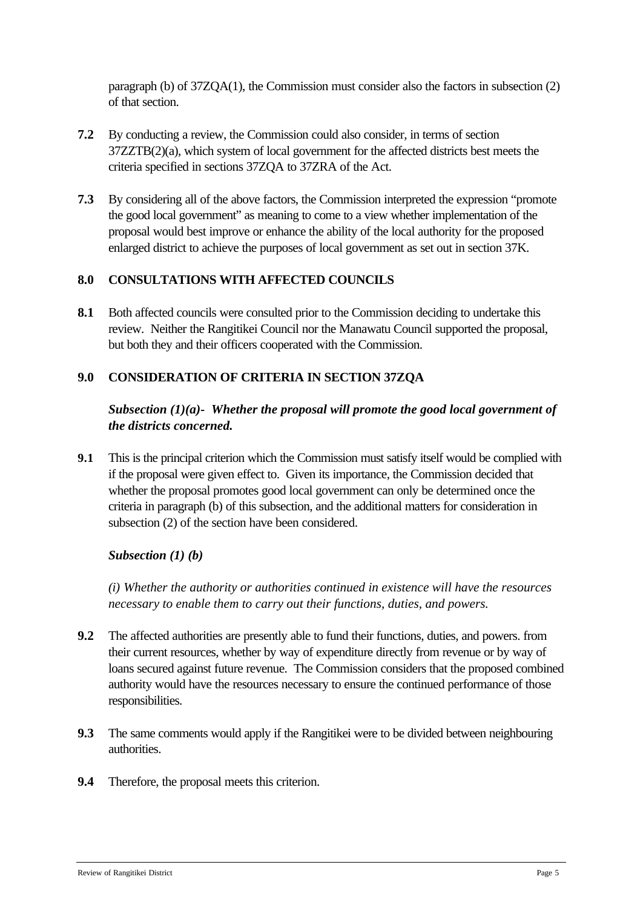paragraph (b) of 37ZQA(1), the Commission must consider also the factors in subsection (2) of that section.

**7.2** By conducting a review, the Commission could also consider, in terms of section 37ZZTB(2)(a), which system of local government for the affected districts best meets the criteria specified in sections 37ZQA to 37ZRA of the Act.

**7.3** By considering all of the above factors, the Commission interpreted the expression "promote the good local government" as meaning to come to a view whether implementation of the proposal would best improve or enhance the ability of the local authority for the proposed enlarged district to achieve the purposes of local government as set out in section 37K.

## 8.0 CONSULTATIONS WITH AFFECTED COUNCILS

**8.1** Both affected councils were consulted prior to the Commission deciding to undertake this review. Neither the Rangitikei Council nor the Manawatu Council supported the proposal, but both they and their officers cooperated with the Commission.

## 9.0 CONSIDERATION OF CRITERIA IN SECTION 37ZQA

***Subsection (1)(a)- Whether the proposal will promote the good local government of the districts concerned.***

**9.1** This is the principal criterion which the Commission must satisfy itself would be complied with if the proposal were given effect to. Given its importance, the Commission decided that whether the proposal promotes good local government can only be determined once the criteria in paragraph (b) of this subsection, and the additional matters for consideration in subsection (2) of the section have been considered.

***Subsection (1) (b)***

*(i) Whether the authority or authorities continued in existence will have the resources necessary to enable them to carry out their functions, duties, and powers.*

**9.2** The affected authorities are presently able to fund their functions, duties, and powers. from their current resources, whether by way of expenditure directly from revenue or by way of loans secured against future revenue. The Commission considers that the proposed combined authority would have the resources necessary to ensure the continued performance of those responsibilities.

**9.3** The same comments would apply if the Rangitikei were to be divided between neighbouring authorities.

**9.4** Therefore, the proposal meets this criterion.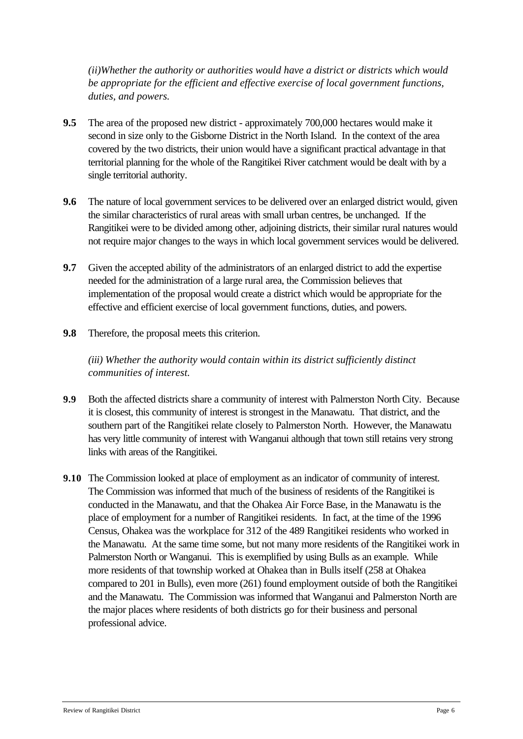*(ii)Whether the authority or authorities would have a district or districts which would be appropriate for the efficient and effective exercise of local government functions, duties, and powers.*

**9.5** The area of the proposed new district - approximately 700,000 hectares would make it second in size only to the Gisborne District in the North Island. In the context of the area covered by the two districts, their union would have a significant practical advantage in that territorial planning for the whole of the Rangitikei River catchment would be dealt with by a single territorial authority.

**9.6** The nature of local government services to be delivered over an enlarged district would, given the similar characteristics of rural areas with small urban centres, be unchanged. If the Rangitikei were to be divided among other, adjoining districts, their similar rural natures would not require major changes to the ways in which local government services would be delivered.

**9.7** Given the accepted ability of the administrators of an enlarged district to add the expertise needed for the administration of a large rural area, the Commission believes that implementation of the proposal would create a district which would be appropriate for the effective and efficient exercise of local government functions, duties, and powers.

**9.8** Therefore, the proposal meets this criterion.

*(iii) Whether the authority would contain within its district sufficiently distinct communities of interest.*

**9.9** Both the affected districts share a community of interest with Palmerston North City. Because it is closest, this community of interest is strongest in the Manawatu. That district, and the southern part of the Rangitikei relate closely to Palmerston North. However, the Manawatu has very little community of interest with Wanganui although that town still retains very strong links with areas of the Rangitikei.

**9.10** The Commission looked at place of employment as an indicator of community of interest. The Commission was informed that much of the business of residents of the Rangitikei is conducted in the Manawatu, and that the Ohakea Air Force Base, in the Manawatu is the place of employment for a number of Rangitikei residents. In fact, at the time of the 1996 Census, Ohakea was the workplace for 312 of the 489 Rangitikei residents who worked in the Manawatu. At the same time some, but not many more residents of the Rangitikei work in Palmerston North or Wanganui. This is exemplified by using Bulls as an example. While more residents of that township worked at Ohakea than in Bulls itself (258 at Ohakea compared to 201 in Bulls), even more (261) found employment outside of both the Rangitikei and the Manawatu. The Commission was informed that Wanganui and Palmerston North are the major places where residents of both districts go for their business and personal professional advice.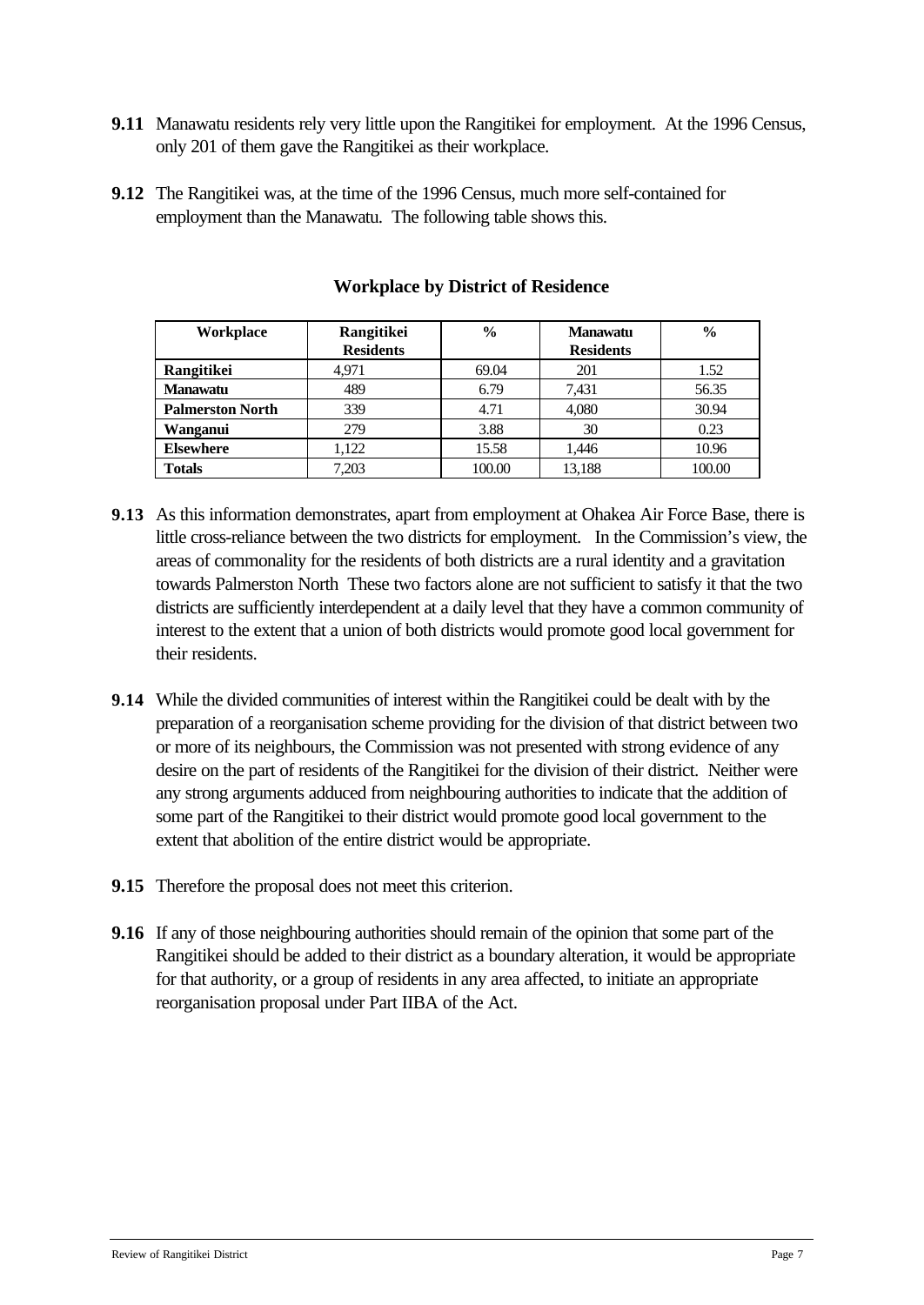**9.11** Manawatu residents rely very little upon the Rangitikei for employment. At the 1996 Census, only 201 of them gave the Rangitikei as their workplace.

**9.12** The Rangitikei was, at the time of the 1996 Census, much more self-contained for employment than the Manawatu. The following table shows this.

**Workplace by District of Residence**

| Workplace | Rangitikei Residents | % | Manawatu Residents | % |
|---|---|---|---|---|
| **Rangitikei** | 4,971 | 69.04 | 201 | 1.52 |
| **Manawatu** | 489 | 6.79 | 7,431 | 56.35 |
| **Palmerston North** | 339 | 4.71 | 4,080 | 30.94 |
| **Wanganui** | 279 | 3.88 | 30 | 0.23 |
| **Elsewhere** | 1,122 | 15.58 | 1,446 | 10.96 |
| **Totals** | 7,203 | 100.00 | 13,188 | 100.00 |

**9.13** As this information demonstrates, apart from employment at Ohakea Air Force Base, there is little cross-reliance between the two districts for employment. In the Commission's view, the areas of commonality for the residents of both districts are a rural identity and a gravitation towards Palmerston North These two factors alone are not sufficient to satisfy it that the two districts are sufficiently interdependent at a daily level that they have a common community of interest to the extent that a union of both districts would promote good local government for their residents.

**9.14** While the divided communities of interest within the Rangitikei could be dealt with by the preparation of a reorganisation scheme providing for the division of that district between two or more of its neighbours, the Commission was not presented with strong evidence of any desire on the part of residents of the Rangitikei for the division of their district. Neither were any strong arguments adduced from neighbouring authorities to indicate that the addition of some part of the Rangitikei to their district would promote good local government to the extent that abolition of the entire district would be appropriate.

**9.15** Therefore the proposal does not meet this criterion.

**9.16** If any of those neighbouring authorities should remain of the opinion that some part of the Rangitikei should be added to their district as a boundary alteration, it would be appropriate for that authority, or a group of residents in any area affected, to initiate an appropriate reorganisation proposal under Part IIBA of the Act.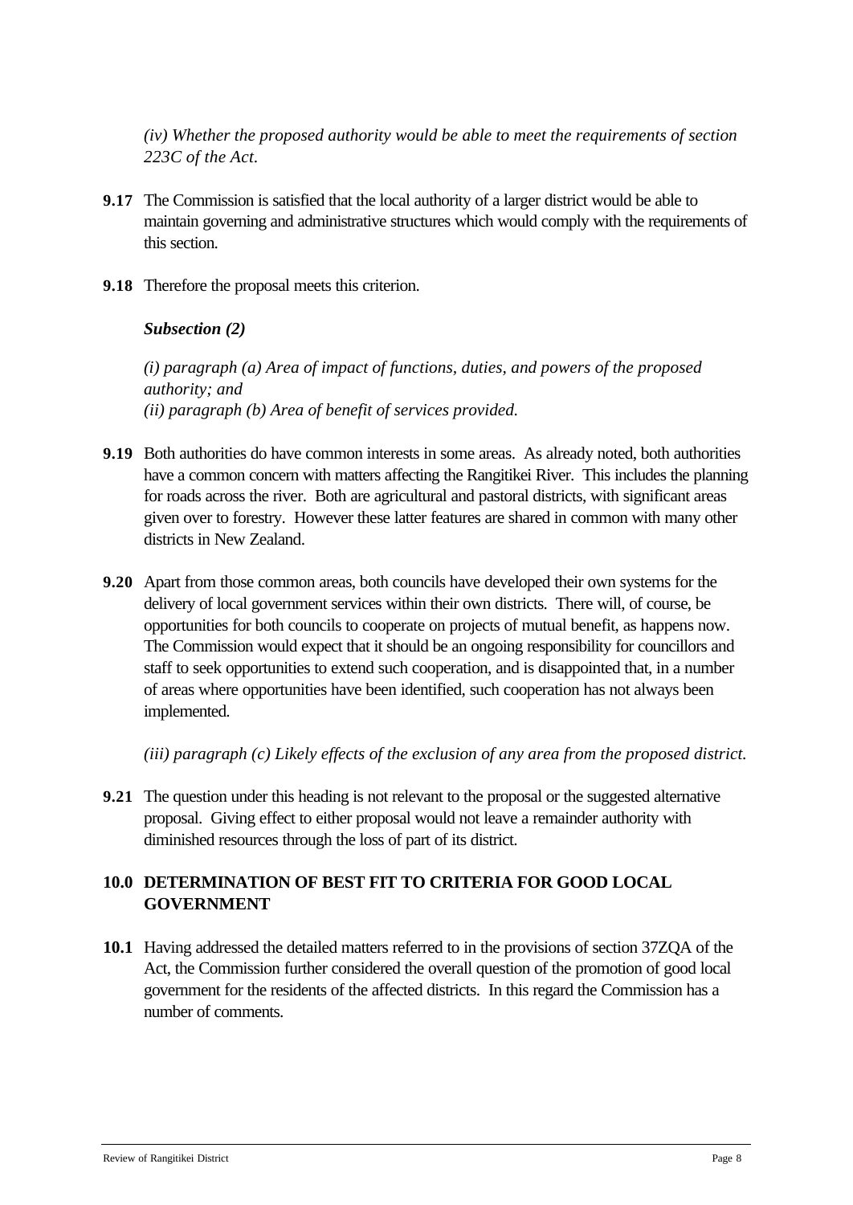*(iv) Whether the proposed authority would be able to meet the requirements of section 223C of the Act.*

**9.17** The Commission is satisfied that the local authority of a larger district would be able to maintain governing and administrative structures which would comply with the requirements of this section.

**9.18** Therefore the proposal meets this criterion.

***Subsection (2)***

*(i) paragraph (a) Area of impact of functions, duties, and powers of the proposed authority; and*
*(ii) paragraph (b) Area of benefit of services provided.*

**9.19** Both authorities do have common interests in some areas. As already noted, both authorities have a common concern with matters affecting the Rangitikei River. This includes the planning for roads across the river. Both are agricultural and pastoral districts, with significant areas given over to forestry. However these latter features are shared in common with many other districts in New Zealand.

**9.20** Apart from those common areas, both councils have developed their own systems for the delivery of local government services within their own districts. There will, of course, be opportunities for both councils to cooperate on projects of mutual benefit, as happens now. The Commission would expect that it should be an ongoing responsibility for councillors and staff to seek opportunities to extend such cooperation, and is disappointed that, in a number of areas where opportunities have been identified, such cooperation has not always been implemented.

*(iii) paragraph (c) Likely effects of the exclusion of any area from the proposed district.*

**9.21** The question under this heading is not relevant to the proposal or the suggested alternative proposal. Giving effect to either proposal would not leave a remainder authority with diminished resources through the loss of part of its district.

## 10.0 DETERMINATION OF BEST FIT TO CRITERIA FOR GOOD LOCAL GOVERNMENT

**10.1** Having addressed the detailed matters referred to in the provisions of section 37ZQA of the Act, the Commission further considered the overall question of the promotion of good local government for the residents of the affected districts. In this regard the Commission has a number of comments.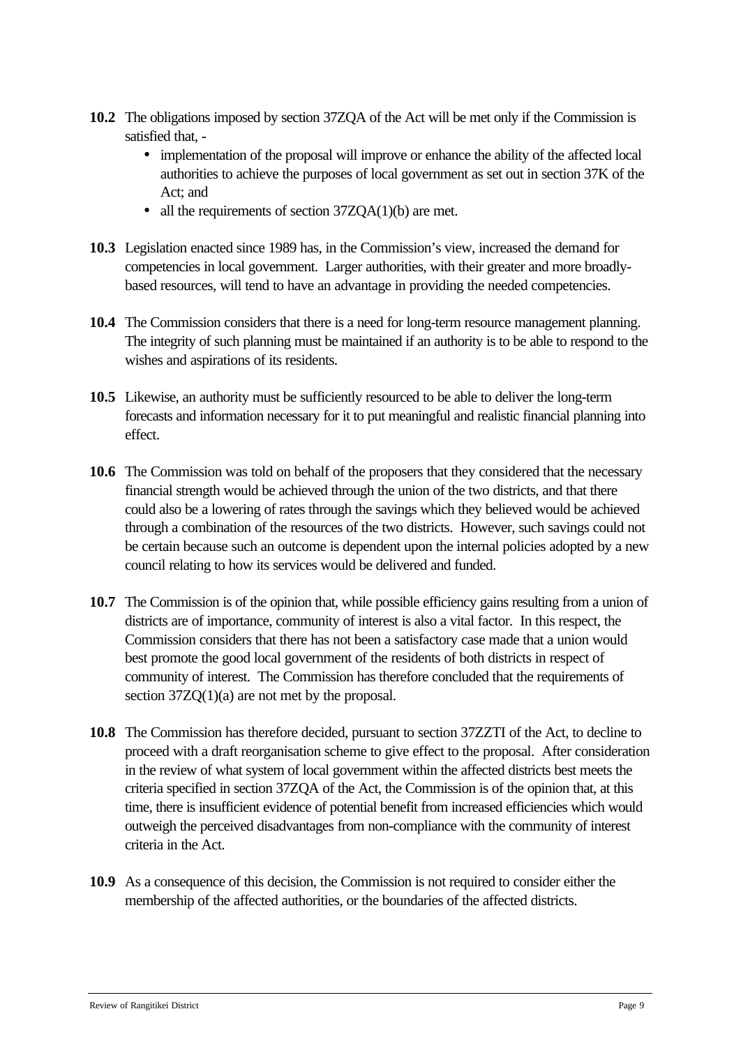**10.2** The obligations imposed by section 37ZQA of the Act will be met only if the Commission is satisfied that, -

- implementation of the proposal will improve or enhance the ability of the affected local authorities to achieve the purposes of local government as set out in section 37K of the Act; and
- all the requirements of section 37ZQA(1)(b) are met.

**10.3** Legislation enacted since 1989 has, in the Commission's view, increased the demand for competencies in local government. Larger authorities, with their greater and more broadly-based resources, will tend to have an advantage in providing the needed competencies.

**10.4** The Commission considers that there is a need for long-term resource management planning. The integrity of such planning must be maintained if an authority is to be able to respond to the wishes and aspirations of its residents.

**10.5** Likewise, an authority must be sufficiently resourced to be able to deliver the long-term forecasts and information necessary for it to put meaningful and realistic financial planning into effect.

**10.6** The Commission was told on behalf of the proposers that they considered that the necessary financial strength would be achieved through the union of the two districts, and that there could also be a lowering of rates through the savings which they believed would be achieved through a combination of the resources of the two districts. However, such savings could not be certain because such an outcome is dependent upon the internal policies adopted by a new council relating to how its services would be delivered and funded.

**10.7** The Commission is of the opinion that, while possible efficiency gains resulting from a union of districts are of importance, community of interest is also a vital factor. In this respect, the Commission considers that there has not been a satisfactory case made that a union would best promote the good local government of the residents of both districts in respect of community of interest. The Commission has therefore concluded that the requirements of section 37ZQ(1)(a) are not met by the proposal.

**10.8** The Commission has therefore decided, pursuant to section 37ZZTI of the Act, to decline to proceed with a draft reorganisation scheme to give effect to the proposal. After consideration in the review of what system of local government within the affected districts best meets the criteria specified in section 37ZQA of the Act, the Commission is of the opinion that, at this time, there is insufficient evidence of potential benefit from increased efficiencies which would outweigh the perceived disadvantages from non-compliance with the community of interest criteria in the Act.

**10.9** As a consequence of this decision, the Commission is not required to consider either the membership of the affected authorities, or the boundaries of the affected districts.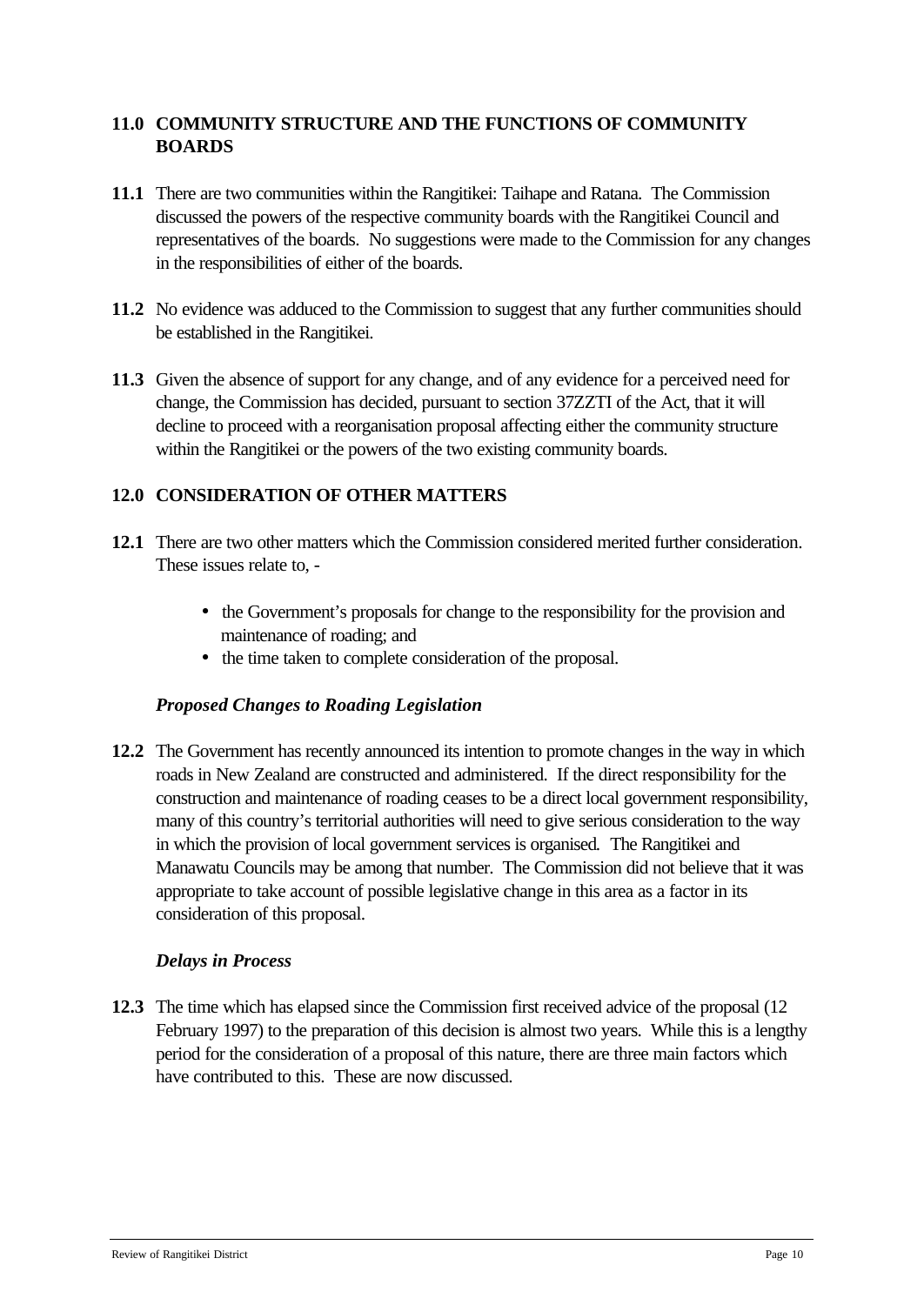## 11.0 COMMUNITY STRUCTURE AND THE FUNCTIONS OF COMMUNITY BOARDS

**11.1** There are two communities within the Rangitikei: Taihape and Ratana. The Commission discussed the powers of the respective community boards with the Rangitikei Council and representatives of the boards. No suggestions were made to the Commission for any changes in the responsibilities of either of the boards.

**11.2** No evidence was adduced to the Commission to suggest that any further communities should be established in the Rangitikei.

**11.3** Given the absence of support for any change, and of any evidence for a perceived need for change, the Commission has decided, pursuant to section 37ZZTI of the Act, that it will decline to proceed with a reorganisation proposal affecting either the community structure within the Rangitikei or the powers of the two existing community boards.

## 12.0 CONSIDERATION OF OTHER MATTERS

**12.1** There are two other matters which the Commission considered merited further consideration. These issues relate to, -

- the Government's proposals for change to the responsibility for the provision and maintenance of roading; and
- the time taken to complete consideration of the proposal.

### *Proposed Changes to Roading Legislation*

**12.2** The Government has recently announced its intention to promote changes in the way in which roads in New Zealand are constructed and administered. If the direct responsibility for the construction and maintenance of roading ceases to be a direct local government responsibility, many of this country's territorial authorities will need to give serious consideration to the way in which the provision of local government services is organised. The Rangitikei and Manawatu Councils may be among that number. The Commission did not believe that it was appropriate to take account of possible legislative change in this area as a factor in its consideration of this proposal.

### *Delays in Process*

**12.3** The time which has elapsed since the Commission first received advice of the proposal (12 February 1997) to the preparation of this decision is almost two years. While this is a lengthy period for the consideration of a proposal of this nature, there are three main factors which have contributed to this. These are now discussed.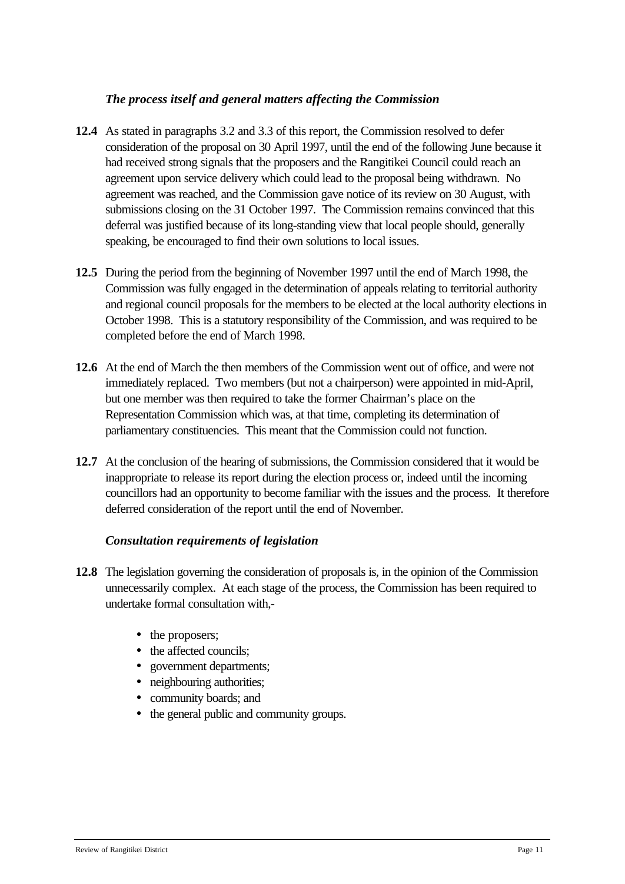### *The process itself and general matters affecting the Commission*

**12.4** As stated in paragraphs 3.2 and 3.3 of this report, the Commission resolved to defer consideration of the proposal on 30 April 1997, until the end of the following June because it had received strong signals that the proposers and the Rangitikei Council could reach an agreement upon service delivery which could lead to the proposal being withdrawn. No agreement was reached, and the Commission gave notice of its review on 30 August, with submissions closing on the 31 October 1997. The Commission remains convinced that this deferral was justified because of its long-standing view that local people should, generally speaking, be encouraged to find their own solutions to local issues.

**12.5** During the period from the beginning of November 1997 until the end of March 1998, the Commission was fully engaged in the determination of appeals relating to territorial authority and regional council proposals for the members to be elected at the local authority elections in October 1998. This is a statutory responsibility of the Commission, and was required to be completed before the end of March 1998.

**12.6** At the end of March the then members of the Commission went out of office, and were not immediately replaced. Two members (but not a chairperson) were appointed in mid-April, but one member was then required to take the former Chairman's place on the Representation Commission which was, at that time, completing its determination of parliamentary constituencies. This meant that the Commission could not function.

**12.7** At the conclusion of the hearing of submissions, the Commission considered that it would be inappropriate to release its report during the election process or, indeed until the incoming councillors had an opportunity to become familiar with the issues and the process. It therefore deferred consideration of the report until the end of November.

### *Consultation requirements of legislation*

**12.8** The legislation governing the consideration of proposals is, in the opinion of the Commission unnecessarily complex. At each stage of the process, the Commission has been required to undertake formal consultation with,-

- the proposers;
- the affected councils;
- government departments;
- neighbouring authorities;
- community boards; and
- the general public and community groups.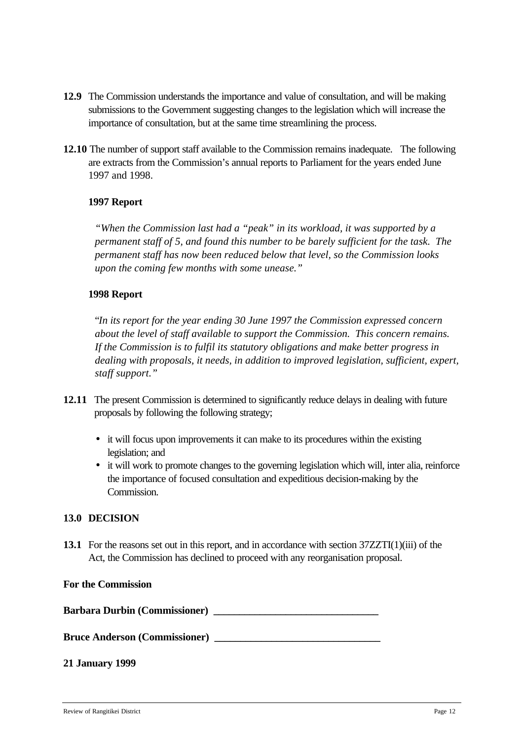**12.9** The Commission understands the importance and value of consultation, and will be making submissions to the Government suggesting changes to the legislation which will increase the importance of consultation, but at the same time streamlining the process.

**12.10** The number of support staff available to the Commission remains inadequate. The following are extracts from the Commission's annual reports to Parliament for the years ended June 1997 and 1998.

**1997 Report**

*"When the Commission last had a "peak" in its workload, it was supported by a permanent staff of 5, and found this number to be barely sufficient for the task. The permanent staff has now been reduced below that level, so the Commission looks upon the coming few months with some unease."*

**1998 Report**

*"In its report for the year ending 30 June 1997 the Commission expressed concern about the level of staff available to support the Commission. This concern remains. If the Commission is to fulfil its statutory obligations and make better progress in dealing with proposals, it needs, in addition to improved legislation, sufficient, expert, staff support."*

**12.11** The present Commission is determined to significantly reduce delays in dealing with future proposals by following the following strategy;

- it will focus upon improvements it can make to its procedures within the existing legislation; and
- it will work to promote changes to the governing legislation which will, inter alia, reinforce the importance of focused consultation and expeditious decision-making by the Commission.

## 13.0 DECISION

**13.1** For the reasons set out in this report, and in accordance with section 37ZZTI(1)(iii) of the Act, the Commission has declined to proceed with any reorganisation proposal.

**For the Commission**

**Barbara Durbin (Commissioner)** _______________________________

**Bruce Anderson (Commissioner)** _______________________________

**21 January 1999**